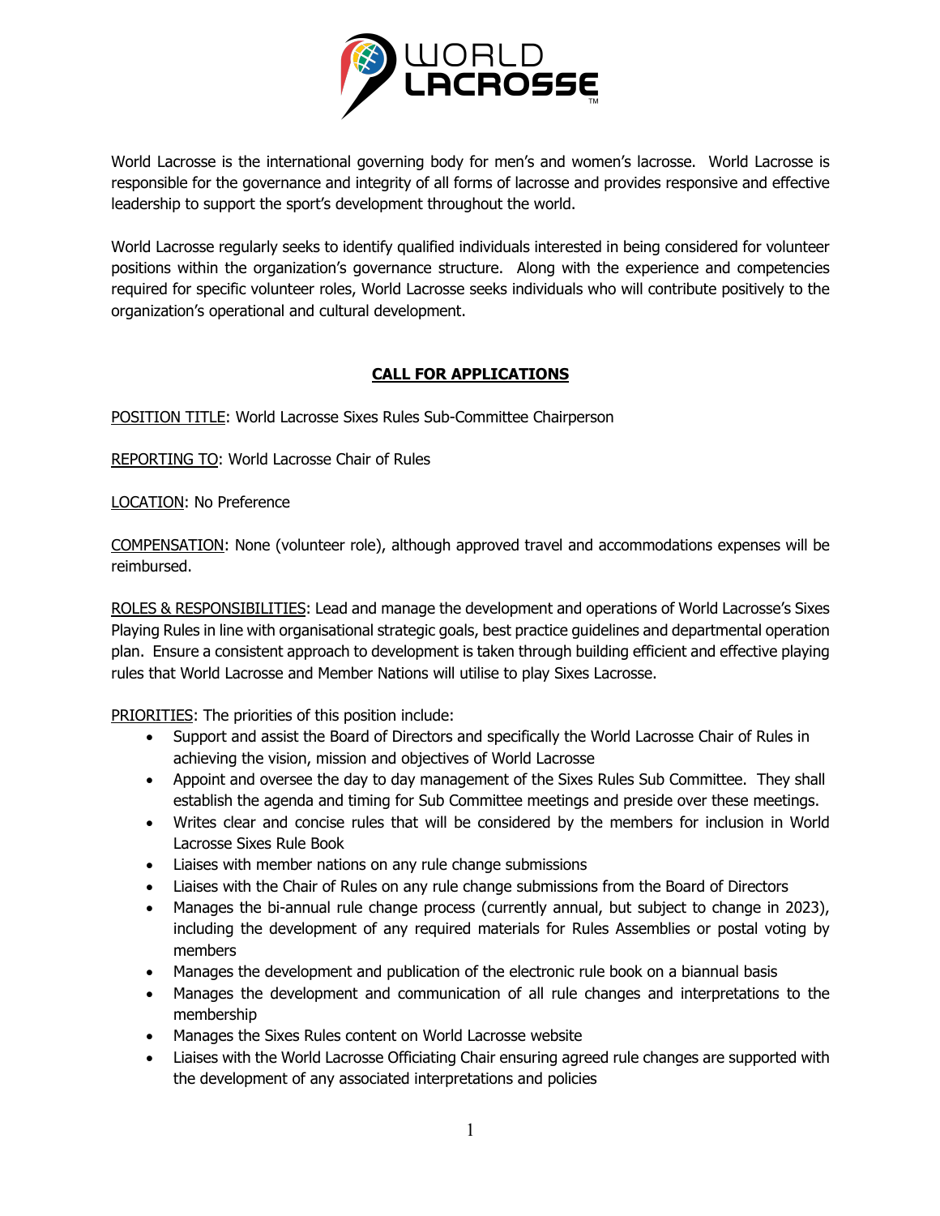World Lacrosse is the international governing body for men's and women's lacrosse. World Lacrosse is responsible for the governance and integrity of all forms of lacrosse and provides responsive and effective leadership to support the sport's development throughout the world.

World Lacrosse regularly seeks to identify qualified individuals interested in being considered for volunteer positions within the organization's governance structure. Along with the experience and competencies required for specific volunteer roles, World Lacrosse seeks individuals who will contribute positively to the organization's operational and cultural development.

## CALL FOR APPLICATIONS

POSITION TITLE: World Lacrosse Sixes Rules Sub-Committee Chairperson

REPORTING TO: World Lacrosse Chair of Rules

LOCATION: No Preference

COMPENSATION: None (volunteer role), although approved travel and accommodations expenses will be reimbursed.

ROLES & RESPONSIBILITIES: Lead and manage the development and operations of World Lacrosse's Sixes Playing Rules in line with organisational strategic goals, best practice guidelines and departmental operation plan. Ensure a consistent approach to development is taken through building efficient and effective playing rules that World Lacrosse and Member Nations will utilise to play Sixes Lacrosse.

PRIORITIES: The priorities of this position include:

- Support and assist the Board of Directors and specifically the World Lacrosse Chair of Rules in achieving the vision, mission and objectives of World Lacrosse
- Appoint and oversee the day to day management of the Sixes Rules Sub Committee. They shall establish the agenda and timing for Sub Committee meetings and preside over these meetings.
- Writes clear and concise rules that will be considered by the members for inclusion in World Lacrosse Sixes Rule Book
- Liaises with member nations on any rule change submissions
- Liaises with the Chair of Rules on any rule change submissions from the Board of Directors
- Manages the bi-annual rule change process (currently annual, but subject to change in 2023), including the development of any required materials for Rules Assemblies or postal voting by members
- Manages the development and publication of the electronic rule book on a biannual basis
- Manages the development and communication of all rule changes and interpretations to the membership
- Manages the Sixes Rules content on World Lacrosse website
- Liaises with the World Lacrosse Officiating Chair ensuring agreed rule changes are supported with the development of any associated interpretations and policies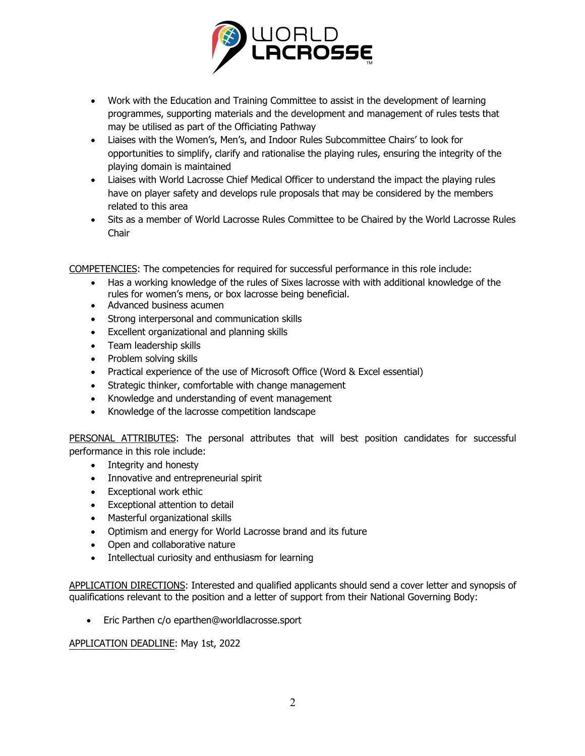- Work with the Education and Training Committee to assist in the development of learning programmes, supporting materials and the development and management of rules tests that may be utilised as part of the Officiating Pathway
- Liaises with the Women's, Men's, and Indoor Rules Subcommittee Chairs' to look for opportunities to simplify, clarify and rationalise the playing rules, ensuring the integrity of the playing domain is maintained
- Liaises with World Lacrosse Chief Medical Officer to understand the impact the playing rules have on player safety and develops rule proposals that may be considered by the members related to this area
- Sits as a member of World Lacrosse Rules Committee to be Chaired by the World Lacrosse Rules Chair

<u>COMPETENCIES</u>: The competencies for required for successful performance in this role include:

- Has a working knowledge of the rules of Sixes lacrosse with with additional knowledge of the rules for women's mens, or box lacrosse being beneficial.
- Advanced business acumen
- Strong interpersonal and communication skills
- Excellent organizational and planning skills
- Team leadership skills
- Problem solving skills
- Practical experience of the use of Microsoft Office (Word & Excel essential)
- Strategic thinker, comfortable with change management
- Knowledge and understanding of event management
- Knowledge of the lacrosse competition landscape

<u>PERSONAL ATTRIBUTES</u>: The personal attributes that will best position candidates for successful performance in this role include:

- Integrity and honesty
- Innovative and entrepreneurial spirit
- Exceptional work ethic
- Exceptional attention to detail
- Masterful organizational skills
- Optimism and energy for World Lacrosse brand and its future
- Open and collaborative nature
- Intellectual curiosity and enthusiasm for learning

<u>APPLICATION DIRECTIONS</u>: Interested and qualified applicants should send a cover letter and synopsis of qualifications relevant to the position and a letter of support from their National Governing Body:

- Eric Parthen c/o eparthen@worldlacrosse.sport

<u>APPLICATION DEADLINE</u>: May 1st, 2022